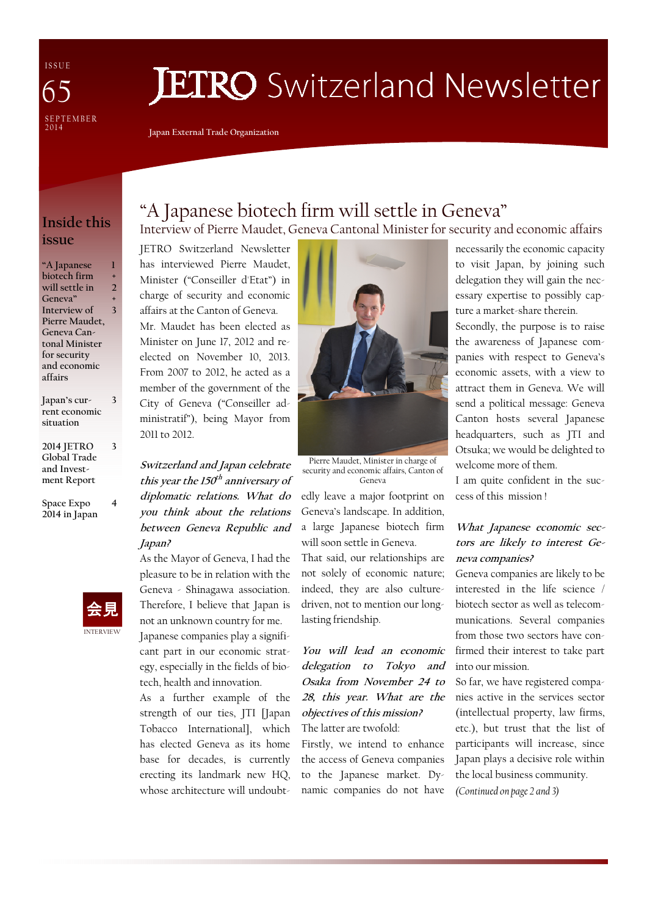ISSUE 65

SEPTEMBER 2014

# JETRO Switzerland Newsletter

Japan External Trade Organization

## Inside this issue

| | |
|---|---|
| "A Japanese biotech firm will settle in Geneva" Interview of Pierre Maudet, Geneva Cantonal Minister for security and economic affairs | 1 + 2 + 3 |
| Japan's current economic situation | 3 |
| 2014 JETRO Global Trade and Investment Report | 3 |
| Space Expo 2014 in Japan | 4 |

会見

INTERVIEW

## "A Japanese biotech firm will settle in Geneva"

### Interview of Pierre Maudet, Geneva Cantonal Minister for security and economic affairs

JETRO Switzerland Newsletter has interviewed Pierre Maudet, Minister ("Conseiller d'Etat") in charge of security and economic affairs at the Canton of Geneva.

Mr. Maudet has been elected as Minister on June 17, 2012 and re-elected on November 10, 2013. From 2007 to 2012, he acted as a member of the government of the City of Geneva ("Conseiller administratif"), being Mayor from 2011 to 2012.

Pierre Maudet, Minister in charge of security and economic affairs, Canton of Geneva

***Switzerland and Japan celebrate this year the 150th anniversary of diplomatic relations. What do you think about the relations between Geneva Republic and Japan?***

As the Mayor of Geneva, I had the pleasure to be in relation with the Geneva - Shinagawa association. Therefore, I believe that Japan is not an unknown country for me.

Japanese companies play a significant part in our economic strategy, especially in the fields of biotech, health and innovation.

As a further example of the strength of our ties, JTI [Japan Tobacco International], which has elected Geneva as its home base for decades, is currently erecting its landmark new HQ, whose architecture will undoubtedly leave a major footprint on Geneva's landscape. In addition, a large Japanese biotech firm will soon settle in Geneva.

That said, our relationships are not solely of economic nature; indeed, they are also culture-driven, not to mention our long-lasting friendship.

***You will lead an economic delegation to Tokyo and Osaka from November 24 to 28, this year. What are the objectives of this mission?***

The latter are twofold:

Firstly, we intend to enhance the access of Geneva companies to the Japanese market. Dynamic companies do not have necessarily the economic capacity to visit Japan, by joining such delegation they will gain the necessary expertise to possibly capture a market-share therein.

Secondly, the purpose is to raise the awareness of Japanese companies with respect to Geneva's economic assets, with a view to attract them in Geneva. We will send a political message: Geneva Canton hosts several Japanese headquarters, such as JTI and Otsuka; we would be delighted to welcome more of them.

I am quite confident in the success of this mission !

***What Japanese economic sectors are likely to interest Geneva companies?***

Geneva companies are likely to be interested in the life science / biotech sector as well as telecommunications. Several companies from those two sectors have confirmed their interest to take part into our mission.

So far, we have registered companies active in the services sector (intellectual property, law firms, etc.), but trust that the list of participants will increase, since Japan plays a decisive role within the local business community.

*(Continued on page 2 and 3)*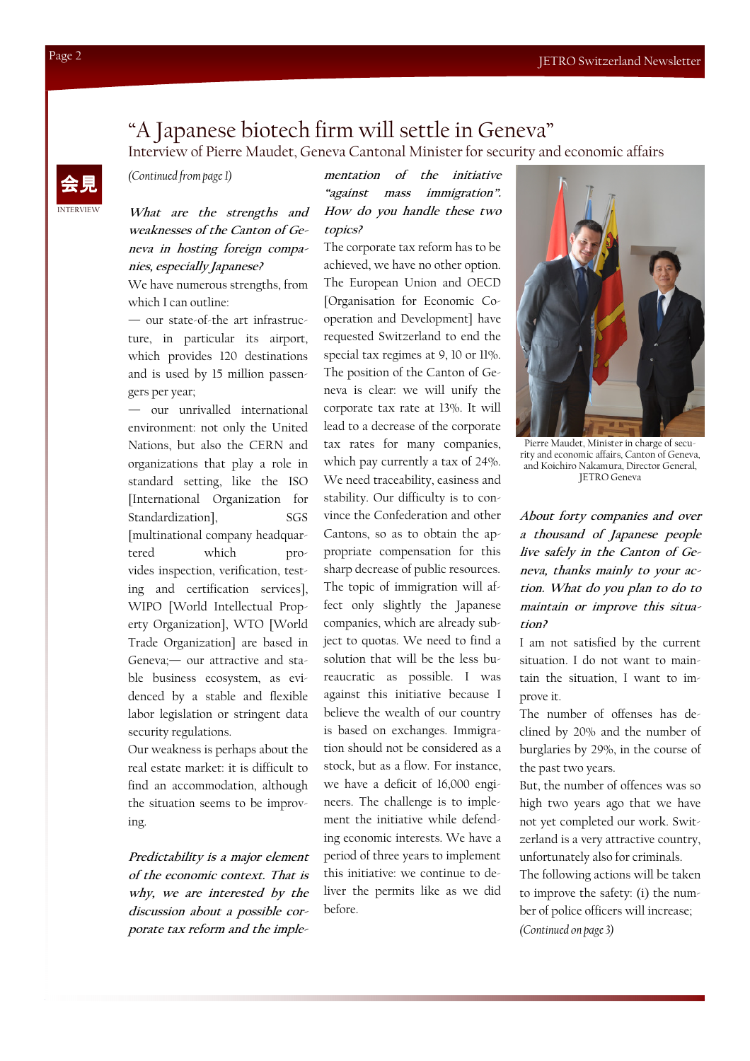# "A Japanese biotech firm will settle in Geneva"

## Interview of Pierre Maudet, Geneva Cantonal Minister for security and economic affairs

会見

INTERVIEW

*(Continued from page 1)*

***What are the strengths and weaknesses of the Canton of Geneva in hosting foreign companies, especially Japanese?***

We have numerous strengths, from which I can outline:

— our state-of-the art infrastructure, in particular its airport, which provides 120 destinations and is used by 15 million passengers per year;

— our unrivalled international environment: not only the United Nations, but also the CERN and organizations that play a role in standard setting, like the ISO [International Organization for Standardization], SGS [multinational company headquartered which provides inspection, verification, testing and certification services], WIPO [World Intellectual Property Organization], WTO [World Trade Organization] are based in Geneva;— our attractive and stable business ecosystem, as evidenced by a stable and flexible labor legislation or stringent data security regulations.

Our weakness is perhaps about the real estate market: it is difficult to find an accommodation, although the situation seems to be improving.

***Predictability is a major element of the economic context. That is why, we are interested by the discussion about a possible corporate tax reform and the implementation of the initiative "against mass immigration". How do you handle these two topics?***

The corporate tax reform has to be achieved, we have no other option. The European Union and OECD [Organisation for Economic Co-operation and Development] have requested Switzerland to end the special tax regimes at 9, 10 or 11%. The position of the Canton of Geneva is clear: we will unify the corporate tax rate at 13%. It will lead to a decrease of the corporate tax rates for many companies, which pay currently a tax of 24%. We need traceability, easiness and stability. Our difficulty is to convince the Confederation and other Cantons, so as to obtain the appropriate compensation for this sharp decrease of public resources. The topic of immigration will affect only slightly the Japanese companies, which are already subject to quotas. We need to find a solution that will be the less bureaucratic as possible. I was against this initiative because I believe the wealth of our country is based on exchanges. Immigration should not be considered as a stock, but as a flow. For instance, we have a deficit of 16,000 engineers. The challenge is to implement the initiative while defending economic interests. We have a period of three years to implement this initiative: we continue to deliver the permits like as we did before.

Pierre Maudet, Minister in charge of security and economic affairs, Canton of Geneva, and Koichiro Nakamura, Director General, JETRO Geneva

***About forty companies and over a thousand of Japanese people live safely in the Canton of Geneva, thanks mainly to your action. What do you plan to do to maintain or improve this situation?***

I am not satisfied by the current situation. I do not want to maintain the situation, I want to improve it.

The number of offenses has declined by 20% and the number of burglaries by 29%, in the course of the past two years.

But, the number of offences was so high two years ago that we have not yet completed our work. Switzerland is a very attractive country, unfortunately also for criminals.

The following actions will be taken to improve the safety: (i) the number of police officers will increase;

*(Continued on page 3)*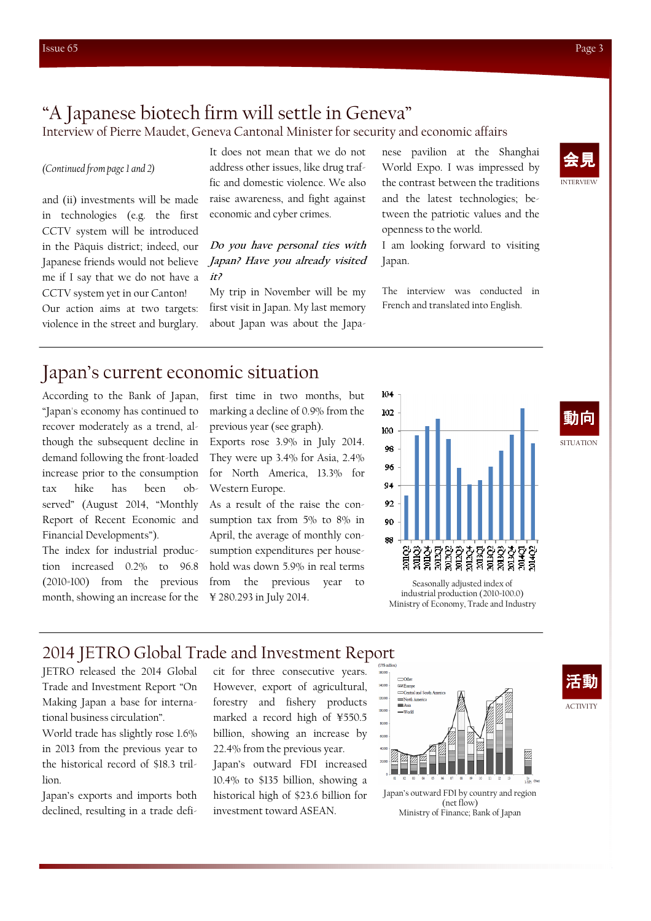# "A Japanese biotech firm will settle in Geneva"

## Interview of Pierre Maudet, Geneva Cantonal Minister for security and economic affairs

*(Continued from page 1 and 2)*

and (ii) investments will be made in technologies (e.g. the first CCTV system will be introduced in the Pâquis district; indeed, our Japanese friends would not believe me if I say that we do not have a CCTV system yet in our Canton! Our action aims at two targets: violence in the street and burglary. It does not mean that we do not address other issues, like drug traffic and domestic violence. We also raise awareness, and fight against economic and cyber crimes.

***Do you have personal ties with Japan? Have you already visited it?***

My trip in November will be my first visit in Japan. My last memory about Japan was about the Japanese pavilion at the Shanghai World Expo. I was impressed by the contrast between the traditions and the latest technologies; between the patriotic values and the openness to the world.

I am looking forward to visiting Japan.

The interview was conducted in French and translated into English.

会見 INTERVIEW

# Japan's current economic situation

According to the Bank of Japan, "Japan's economy has continued to recover moderately as a trend, although the subsequent decline in demand following the front-loaded increase prior to the consumption tax hike has been observed" (August 2014, "Monthly Report of Recent Economic and Financial Developments").

The index for industrial production increased 0.2% to 96.8 (2010=100) from the previous month, showing an increase for the first time in two months, but marking a decline of 0.9% from the previous year (see graph).

Exports rose 3.9% in July 2014. They were up 3.4% for Asia, 2.4% for North America, 13.3% for Western Europe.

As a result of the raise the consumption tax from 5% to 8% in April, the average of monthly consumption expenditures per household was down 5.9% in real terms from the previous year to ¥ 280.293 in July 2014.

Seasonally adjusted index of industrial production (2010=100.0)
Ministry of Economy, Trade and Industry

動向 SITUATION

# 2014 JETRO Global Trade and Investment Report

JETRO released the 2014 Global Trade and Investment Report "On Making Japan a base for international business circulation".

World trade has slightly rose 1.6% in 2013 from the previous year to the historical record of $18.3 trillion.

Japan's exports and imports both declined, resulting in a trade deficit for three consecutive years. However, export of agricultural, forestry and fishery products marked a record high of ¥550.5 billion, showing an increase by 22.4% from the previous year.

Japan's outward FDI increased 10.4% to $135 billion, showing a historical high of $23.6 billion for investment toward ASEAN.

Japan's outward FDI by country and region (net flow)
Ministry of Finance; Bank of Japan

活動 ACTIVITY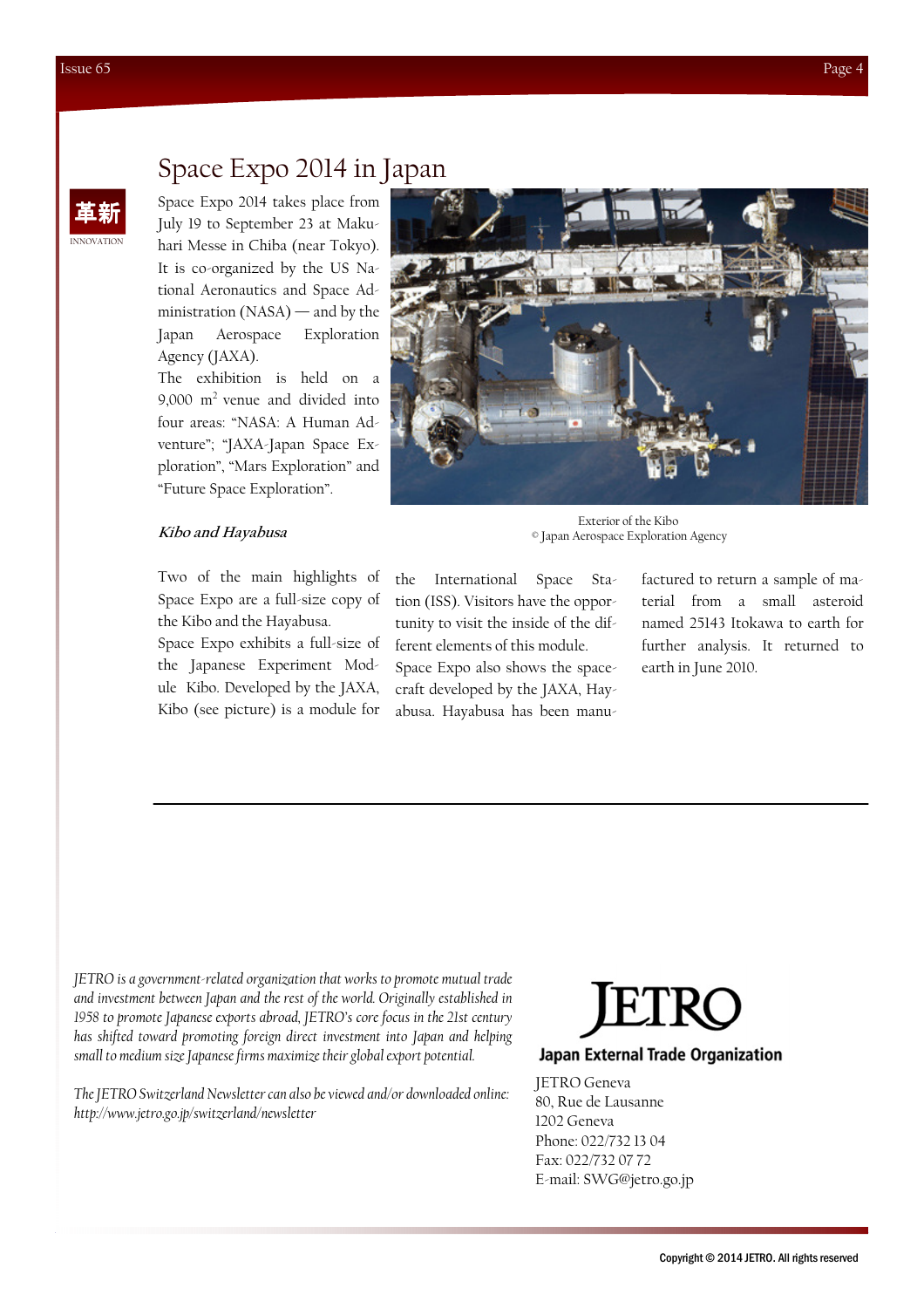# Space Expo 2014 in Japan

革新
INNOVATION

Space Expo 2014 takes place from July 19 to September 23 at Makuhari Messe in Chiba (near Tokyo). It is co-organized by the US National Aeronautics and Space Administration (NASA) — and by the Japan Aerospace Exploration Agency (JAXA).

The exhibition is held on a 9,000 m$^2$ venue and divided into four areas: "NASA: A Human Adventure"; "JAXA-Japan Space Exploration", "Mars Exploration" and "Future Space Exploration".

Exterior of the Kibo
© Japan Aerospace Exploration Agency

### *Kibo and Hayabusa*

Two of the main highlights of Space Expo are a full-size copy of the Kibo and the Hayabusa.

Space Expo exhibits a full-size of the Japanese Experiment Module Kibo. Developed by the JAXA, Kibo (see picture) is a module for the International Space Station (ISS). Visitors have the opportunity to visit the inside of the different elements of this module.

Space Expo also shows the spacecraft developed by the JAXA, Hayabusa. Hayabusa has been manufactured to return a sample of material from a small asteroid named 25143 Itokawa to earth for further analysis. It returned to earth in June 2010.

---

*JETRO is a government-related organization that works to promote mutual trade and investment between Japan and the rest of the world. Originally established in 1958 to promote Japanese exports abroad, JETRO's core focus in the 21st century has shifted toward promoting foreign direct investment into Japan and helping small to medium size Japanese firms maximize their global export potential.*

*The JETRO Switzerland Newsletter can also be viewed and/or downloaded online: http://www.jetro.go.jp/switzerland/newsletter*

JETRO
Japan External Trade Organization

JETRO Geneva
80, Rue de Lausanne
1202 Geneva
Phone: 022/732 13 04
Fax: 022/732 07 72
E-mail: SWG@jetro.go.jp

Copyright © 2014 JETRO. All rights reserved